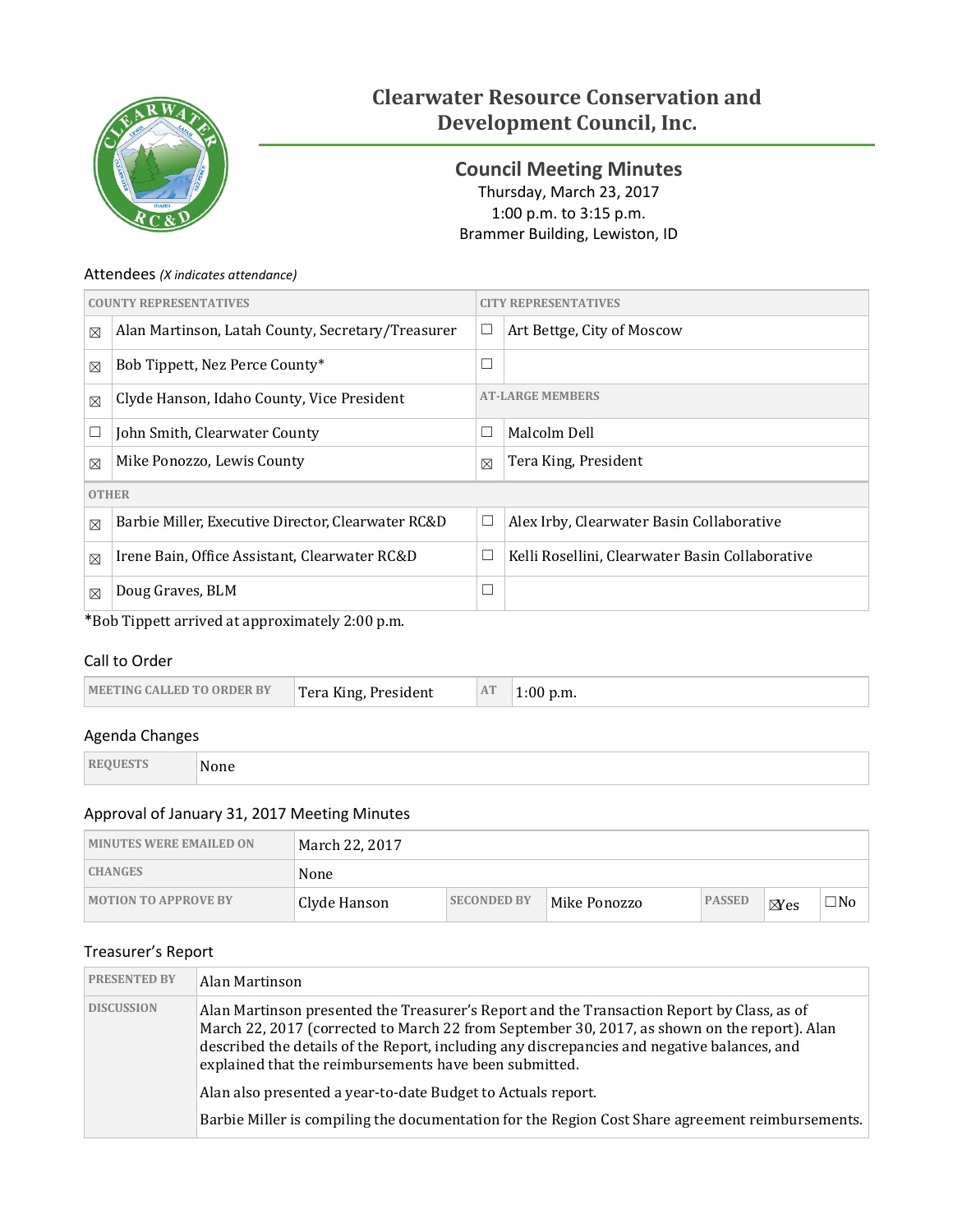# Clearwater Resource Conservation and Development Council, Inc.

## Council Meeting Minutes

Thursday, March 23, 2017
1:00 p.m. to 3:15 p.m.
Brammer Building, Lewiston, ID

### Attendees *(X indicates attendance)*

| COUNTY REPRESENTATIVES | | CITY REPRESENTATIVES | |
|---|---|---|---|
| ☒ | Alan Martinson, Latah County, Secretary/Treasurer | ☐ | Art Bettge, City of Moscow |
| ☒ | Bob Tippett, Nez Perce County* | ☐ | |
| ☒ | Clyde Hanson, Idaho County, Vice President | AT-LARGE MEMBERS | |
| ☐ | John Smith, Clearwater County | ☐ | Malcolm Dell |
| ☒ | Mike Ponozzo, Lewis County | ☒ | Tera King, President |
| OTHER | | | |
| ☒ | Barbie Miller, Executive Director, Clearwater RC&D | ☐ | Alex Irby, Clearwater Basin Collaborative |
| ☒ | Irene Bain, Office Assistant, Clearwater RC&D | ☐ | Kelli Rosellini, Clearwater Basin Collaborative |
| ☒ | Doug Graves, BLM | ☐ | |

*Bob Tippett arrived at approximately 2:00 p.m.

### Call to Order

| MEETING CALLED TO ORDER BY | Tera King, President | AT | 1:00 p.m. |
|---|---|---|---|

### Agenda Changes

| REQUESTS | None |
|---|---|

### Approval of January 31, 2017 Meeting Minutes

| MINUTES WERE EMAILED ON | March 22, 2017 | | | | | |
|---|---|---|---|---|---|---|
| CHANGES | None | | | | | |
| MOTION TO APPROVE BY | Clyde Hanson | SECONDED BY | Mike Ponozzo | PASSED | ☒Yes | ☐No |

### Treasurer's Report

| PRESENTED BY | Alan Martinson |
|---|---|
| DISCUSSION | Alan Martinson presented the Treasurer's Report and the Transaction Report by Class, as of March 22, 2017 (corrected to March 22 from September 30, 2017, as shown on the report). Alan described the details of the Report, including any discrepancies and negative balances, and explained that the reimbursements have been submitted.<br><br>Alan also presented a year-to-date Budget to Actuals report.<br><br>Barbie Miller is compiling the documentation for the Region Cost Share agreement reimbursements. |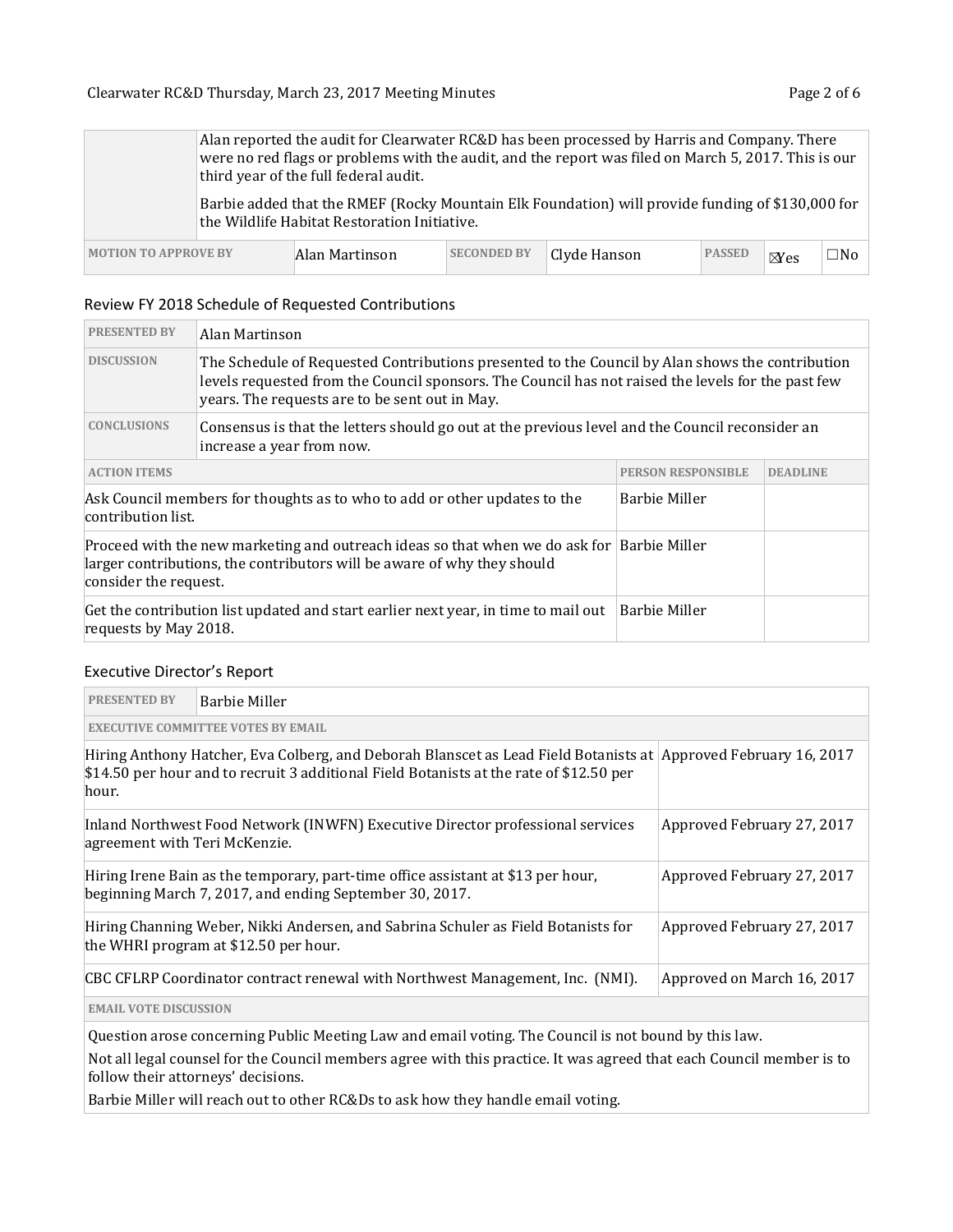| | |
|---|---|
| | Alan reported the audit for Clearwater RC&D has been processed by Harris and Company. There were no red flags or problems with the audit, and the report was filed on March 5, 2017. This is our third year of the full federal audit.<br><br>Barbie added that the RMEF (Rocky Mountain Elk Foundation) will provide funding of $130,000 for the Wildlife Habitat Restoration Initiative. |

| MOTION TO APPROVE BY | Alan Martinson | SECONDED BY | Clyde Hanson | PASSED | ☒Yes | ☐No |
|---|---|---|---|---|---|---|

## Review FY 2018 Schedule of Requested Contributions

| | |
|---|---|
| PRESENTED BY | Alan Martinson |
| DISCUSSION | The Schedule of Requested Contributions presented to the Council by Alan shows the contribution levels requested from the Council sponsors. The Council has not raised the levels for the past few years. The requests are to be sent out in May. |
| CONCLUSIONS | Consensus is that the letters should go out at the previous level and the Council reconsider an increase a year from now. |

| ACTION ITEMS | PERSON RESPONSIBLE | DEADLINE |
|---|---|---|
| Ask Council members for thoughts as to who to add or other updates to the contribution list. | Barbie Miller | |
| Proceed with the new marketing and outreach ideas so that when we do ask for larger contributions, the contributors will be aware of why they should consider the request. | Barbie Miller | |
| Get the contribution list updated and start earlier next year, in time to mail out requests by May 2018. | Barbie Miller | |

## Executive Director's Report

| | |
|---|---|
| PRESENTED BY | Barbie Miller |

| EXECUTIVE COMMITTEE VOTES BY EMAIL | |
|---|---|
| Hiring Anthony Hatcher, Eva Colberg, and Deborah Blanscet as Lead Field Botanists at $14.50 per hour and to recruit 3 additional Field Botanists at the rate of $12.50 per hour. | Approved February 16, 2017 |
| Inland Northwest Food Network (INWFN) Executive Director professional services agreement with Teri McKenzie. | Approved February 27, 2017 |
| Hiring Irene Bain as the temporary, part-time office assistant at $13 per hour, beginning March 7, 2017, and ending September 30, 2017. | Approved February 27, 2017 |
| Hiring Channing Weber, Nikki Andersen, and Sabrina Schuler as Field Botanists for the WHRI program at $12.50 per hour. | Approved February 27, 2017 |
| CBC CFLRP Coordinator contract renewal with Northwest Management, Inc. (NMI). | Approved on March 16, 2017 |

**EMAIL VOTE DISCUSSION**

Question arose concerning Public Meeting Law and email voting. The Council is not bound by this law.

Not all legal counsel for the Council members agree with this practice. It was agreed that each Council member is to follow their attorneys' decisions.

Barbie Miller will reach out to other RC&Ds to ask how they handle email voting.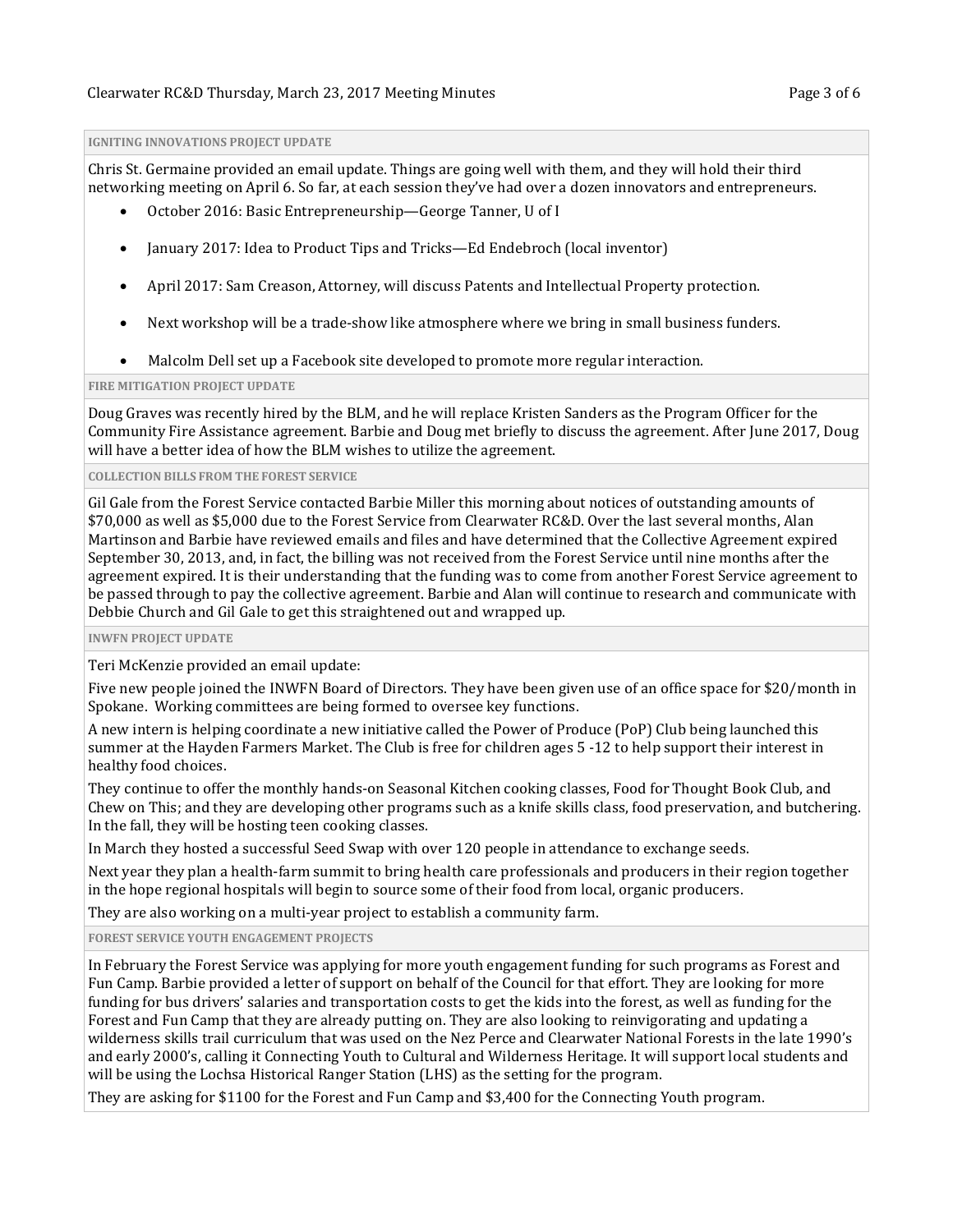### IGNITING INNOVATIONS PROJECT UPDATE

Chris St. Germaine provided an email update. Things are going well with them, and they will hold their third networking meeting on April 6. So far, at each session they've had over a dozen innovators and entrepreneurs.

- October 2016: Basic Entrepreneurship—George Tanner, U of I
- January 2017: Idea to Product Tips and Tricks—Ed Endebroch (local inventor)
- April 2017: Sam Creason, Attorney, will discuss Patents and Intellectual Property protection.
- Next workshop will be a trade-show like atmosphere where we bring in small business funders.
- Malcolm Dell set up a Facebook site developed to promote more regular interaction.

### FIRE MITIGATION PROJECT UPDATE

Doug Graves was recently hired by the BLM, and he will replace Kristen Sanders as the Program Officer for the Community Fire Assistance agreement. Barbie and Doug met briefly to discuss the agreement. After June 2017, Doug will have a better idea of how the BLM wishes to utilize the agreement.

### COLLECTION BILLS FROM THE FOREST SERVICE

Gil Gale from the Forest Service contacted Barbie Miller this morning about notices of outstanding amounts of $70,000 as well as $5,000 due to the Forest Service from Clearwater RC&D. Over the last several months, Alan Martinson and Barbie have reviewed emails and files and have determined that the Collective Agreement expired September 30, 2013, and, in fact, the billing was not received from the Forest Service until nine months after the agreement expired. It is their understanding that the funding was to come from another Forest Service agreement to be passed through to pay the collective agreement. Barbie and Alan will continue to research and communicate with Debbie Church and Gil Gale to get this straightened out and wrapped up.

### INWFN PROJECT UPDATE

Teri McKenzie provided an email update:

Five new people joined the INWFN Board of Directors. They have been given use of an office space for $20/month in Spokane. Working committees are being formed to oversee key functions.

A new intern is helping coordinate a new initiative called the Power of Produce (PoP) Club being launched this summer at the Hayden Farmers Market. The Club is free for children ages 5 -12 to help support their interest in healthy food choices.

They continue to offer the monthly hands-on Seasonal Kitchen cooking classes, Food for Thought Book Club, and Chew on This; and they are developing other programs such as a knife skills class, food preservation, and butchering. In the fall, they will be hosting teen cooking classes.

In March they hosted a successful Seed Swap with over 120 people in attendance to exchange seeds.

Next year they plan a health-farm summit to bring health care professionals and producers in their region together in the hope regional hospitals will begin to source some of their food from local, organic producers.

They are also working on a multi-year project to establish a community farm.

### FOREST SERVICE YOUTH ENGAGEMENT PROJECTS

In February the Forest Service was applying for more youth engagement funding for such programs as Forest and Fun Camp. Barbie provided a letter of support on behalf of the Council for that effort. They are looking for more funding for bus drivers' salaries and transportation costs to get the kids into the forest, as well as funding for the Forest and Fun Camp that they are already putting on. They are also looking to reinvigorating and updating a wilderness skills trail curriculum that was used on the Nez Perce and Clearwater National Forests in the late 1990's and early 2000's, calling it Connecting Youth to Cultural and Wilderness Heritage. It will support local students and will be using the Lochsa Historical Ranger Station (LHS) as the setting for the program.

They are asking for $1100 for the Forest and Fun Camp and $3,400 for the Connecting Youth program.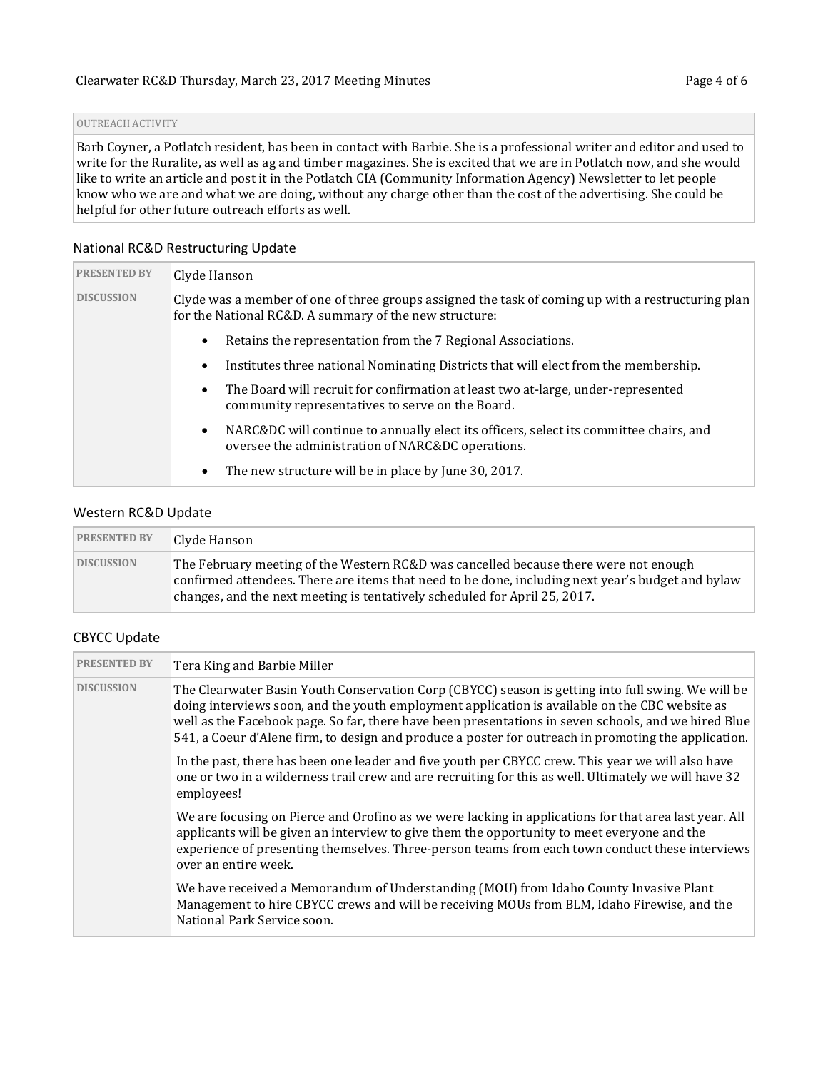| OUTREACH ACTIVITY |
| --- |
| Barb Coyner, a Potlatch resident, has been in contact with Barbie. She is a professional writer and editor and used to write for the Ruralite, as well as ag and timber magazines. She is excited that we are in Potlatch now, and she would like to write an article and post it in the Potlatch CIA (Community Information Agency) Newsletter to let people know who we are and what we are doing, without any charge other than the cost of the advertising. She could be helpful for other future outreach efforts as well. |

## National RC&D Restructuring Update

| PRESENTED BY | Clyde Hanson |
| --- | --- |
| DISCUSSION | Clyde was a member of one of three groups assigned the task of coming up with a restructuring plan for the National RC&D. A summary of the new structure:<br>• Retains the representation from the 7 Regional Associations.<br>• Institutes three national Nominating Districts that will elect from the membership.<br>• The Board will recruit for confirmation at least two at-large, under-represented community representatives to serve on the Board.<br>• NARC&DC will continue to annually elect its officers, select its committee chairs, and oversee the administration of NARC&DC operations.<br>• The new structure will be in place by June 30, 2017. |

## Western RC&D Update

| PRESENTED BY | Clyde Hanson |
| --- | --- |
| DISCUSSION | The February meeting of the Western RC&D was cancelled because there were not enough confirmed attendees. There are items that need to be done, including next year's budget and bylaw changes, and the next meeting is tentatively scheduled for April 25, 2017. |

## CBYCC Update

| PRESENTED BY | Tera King and Barbie Miller |
| --- | --- |
| DISCUSSION | The Clearwater Basin Youth Conservation Corp (CBYCC) season is getting into full swing. We will be doing interviews soon, and the youth employment application is available on the CBC website as well as the Facebook page. So far, there have been presentations in seven schools, and we hired Blue 541, a Coeur d'Alene firm, to design and produce a poster for outreach in promoting the application.<br><br>In the past, there has been one leader and five youth per CBYCC crew. This year we will also have one or two in a wilderness trail crew and are recruiting for this as well. Ultimately we will have 32 employees!<br><br>We are focusing on Pierce and Orofino as we were lacking in applications for that area last year. All applicants will be given an interview to give them the opportunity to meet everyone and the experience of presenting themselves. Three-person teams from each town conduct these interviews over an entire week.<br><br>We have received a Memorandum of Understanding (MOU) from Idaho County Invasive Plant Management to hire CBYCC crews and will be receiving MOUs from BLM, Idaho Firewise, and the National Park Service soon. |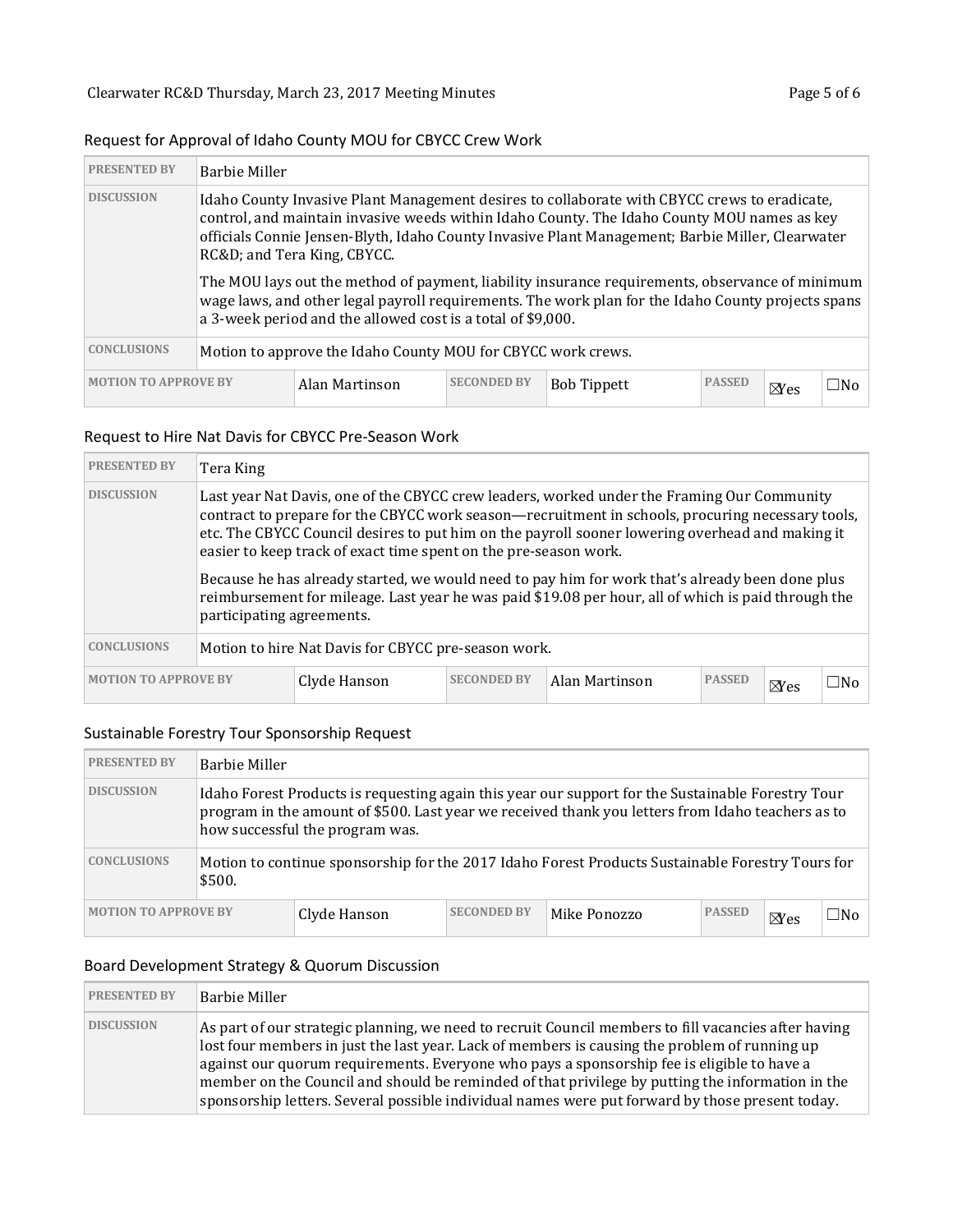## Request for Approval of Idaho County MOU for CBYCC Crew Work

| PRESENTED BY | Barbie Miller | | | | | |
|---|---|---|---|---|---|---|
| DISCUSSION | Idaho County Invasive Plant Management desires to collaborate with CBYCC crews to eradicate, control, and maintain invasive weeds within Idaho County. The Idaho County MOU names as key officials Connie Jensen-Blyth, Idaho County Invasive Plant Management; Barbie Miller, Clearwater RC&D; and Tera King, CBYCC.<br><br>The MOU lays out the method of payment, liability insurance requirements, observance of minimum wage laws, and other legal payroll requirements. The work plan for the Idaho County projects spans a 3-week period and the allowed cost is a total of $9,000. | | | | | |
| CONCLUSIONS | Motion to approve the Idaho County MOU for CBYCC work crews. | | | | | |
| MOTION TO APPROVE BY | Alan Martinson | SECONDED BY | Bob Tippett | PASSED | ☒Yes | ☐No |

## Request to Hire Nat Davis for CBYCC Pre-Season Work

| PRESENTED BY | Tera King | | | | | |
|---|---|---|---|---|---|---|
| DISCUSSION | Last year Nat Davis, one of the CBYCC crew leaders, worked under the Framing Our Community contract to prepare for the CBYCC work season—recruitment in schools, procuring necessary tools, etc. The CBYCC Council desires to put him on the payroll sooner lowering overhead and making it easier to keep track of exact time spent on the pre-season work.<br><br>Because he has already started, we would need to pay him for work that's already been done plus reimbursement for mileage. Last year he was paid $19.08 per hour, all of which is paid through the participating agreements. | | | | | |
| CONCLUSIONS | Motion to hire Nat Davis for CBYCC pre-season work. | | | | | |
| MOTION TO APPROVE BY | Clyde Hanson | SECONDED BY | Alan Martinson | PASSED | ☒Yes | ☐No |

## Sustainable Forestry Tour Sponsorship Request

| PRESENTED BY | Barbie Miller | | | | | |
|---|---|---|---|---|---|---|
| DISCUSSION | Idaho Forest Products is requesting again this year our support for the Sustainable Forestry Tour program in the amount of $500. Last year we received thank you letters from Idaho teachers as to how successful the program was. | | | | | |
| CONCLUSIONS | Motion to continue sponsorship for the 2017 Idaho Forest Products Sustainable Forestry Tours for $500. | | | | | |
| MOTION TO APPROVE BY | Clyde Hanson | SECONDED BY | Mike Ponozzo | PASSED | ☒Yes | ☐No |

## Board Development Strategy & Quorum Discussion

| PRESENTED BY | Barbie Miller |
|---|---|
| DISCUSSION | As part of our strategic planning, we need to recruit Council members to fill vacancies after having lost four members in just the last year. Lack of members is causing the problem of running up against our quorum requirements. Everyone who pays a sponsorship fee is eligible to have a member on the Council and should be reminded of that privilege by putting the information in the sponsorship letters. Several possible individual names were put forward by those present today. |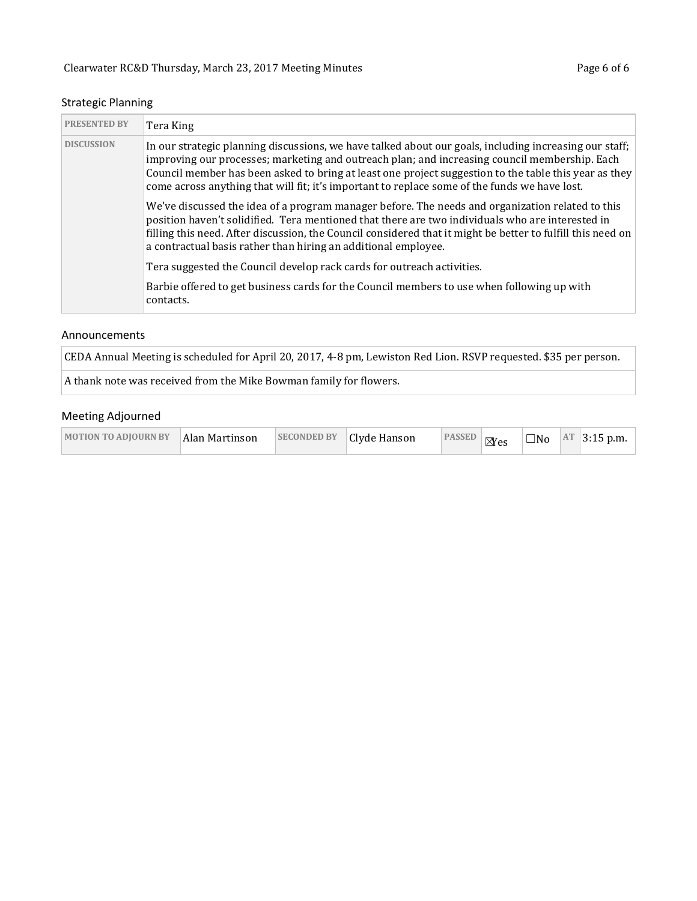## Strategic Planning

| | |
|---|---|
| **PRESENTED BY** | Tera King |
| **DISCUSSION** | In our strategic planning discussions, we have talked about our goals, including increasing our staff; improving our processes; marketing and outreach plan; and increasing council membership. Each Council member has been asked to bring at least one project suggestion to the table this year as they come across anything that will fit; it's important to replace some of the funds we have lost.<br><br>We've discussed the idea of a program manager before. The needs and organization related to this position haven't solidified. Tera mentioned that there are two individuals who are interested in filling this need. After discussion, the Council considered that it might be better to fulfill this need on a contractual basis rather than hiring an additional employee.<br><br>Tera suggested the Council develop rack cards for outreach activities.<br><br>Barbie offered to get business cards for the Council members to use when following up with contacts. |

## Announcements

CEDA Annual Meeting is scheduled for April 20, 2017, 4-8 pm, Lewiston Red Lion. RSVP requested. $35 per person.

A thank note was received from the Mike Bowman family for flowers.

## Meeting Adjourned

| | | | | | | | | |
|---|---|---|---|---|---|---|---|---|
| **MOTION TO ADJOURN BY** | Alan Martinson | **SECONDED BY** | Clyde Hanson | **PASSED** | ☒Yes | ☐No | **AT** | 3:15 p.m. |